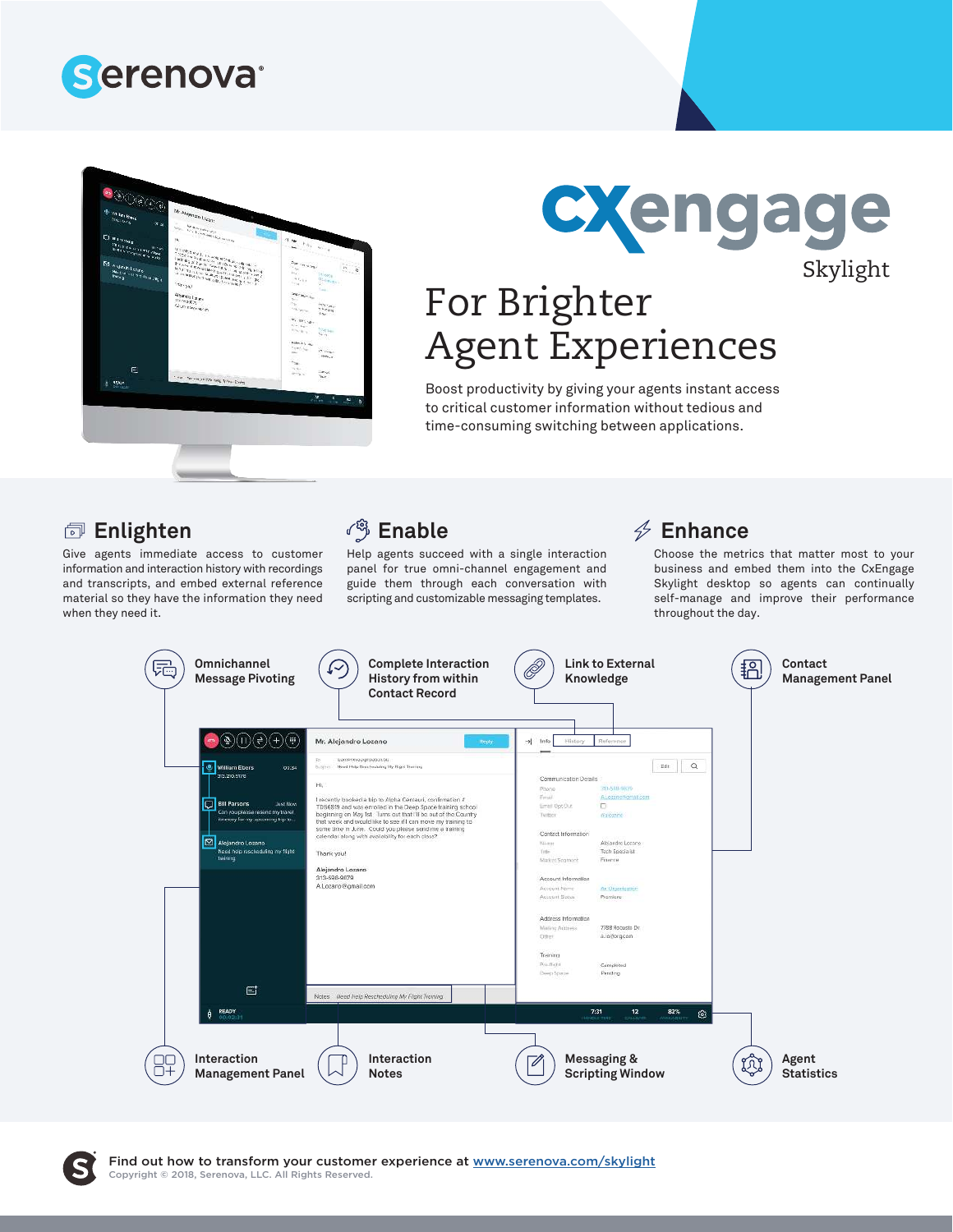Serenova

# CXengage Skylight

## For Brighter Agent Experiences

Boost productivity by giving your agents instant access to critical customer information without tedious and time-consuming switching between applications.

### Enlighten

Give agents immediate access to customer information and interaction history with recordings and transcripts, and embed external reference material so they have the information they need when they need it.

### Enable

Help agents succeed with a single interaction panel for true omni-channel engagement and guide them through each conversation with scripting and customizable messaging templates.

### Enhance

Choose the metrics that matter most to your business and embed them into the CxEngage Skylight desktop so agents can continually self-manage and improve their performance throughout the day.

- **Omnichannel Message Pivoting**
- **Complete Interaction History from within Contact Record**
- **Link to External Knowledge**
- **Contact Management Panel**
- **Interaction Management Panel**
- **Interaction Notes**
- **Messaging & Scripting Window**
- **Agent Statistics**

Find out how to transform your customer experience at www.serenova.com/skylight

Copyright © 2018, Serenova, LLC. All Rights Reserved.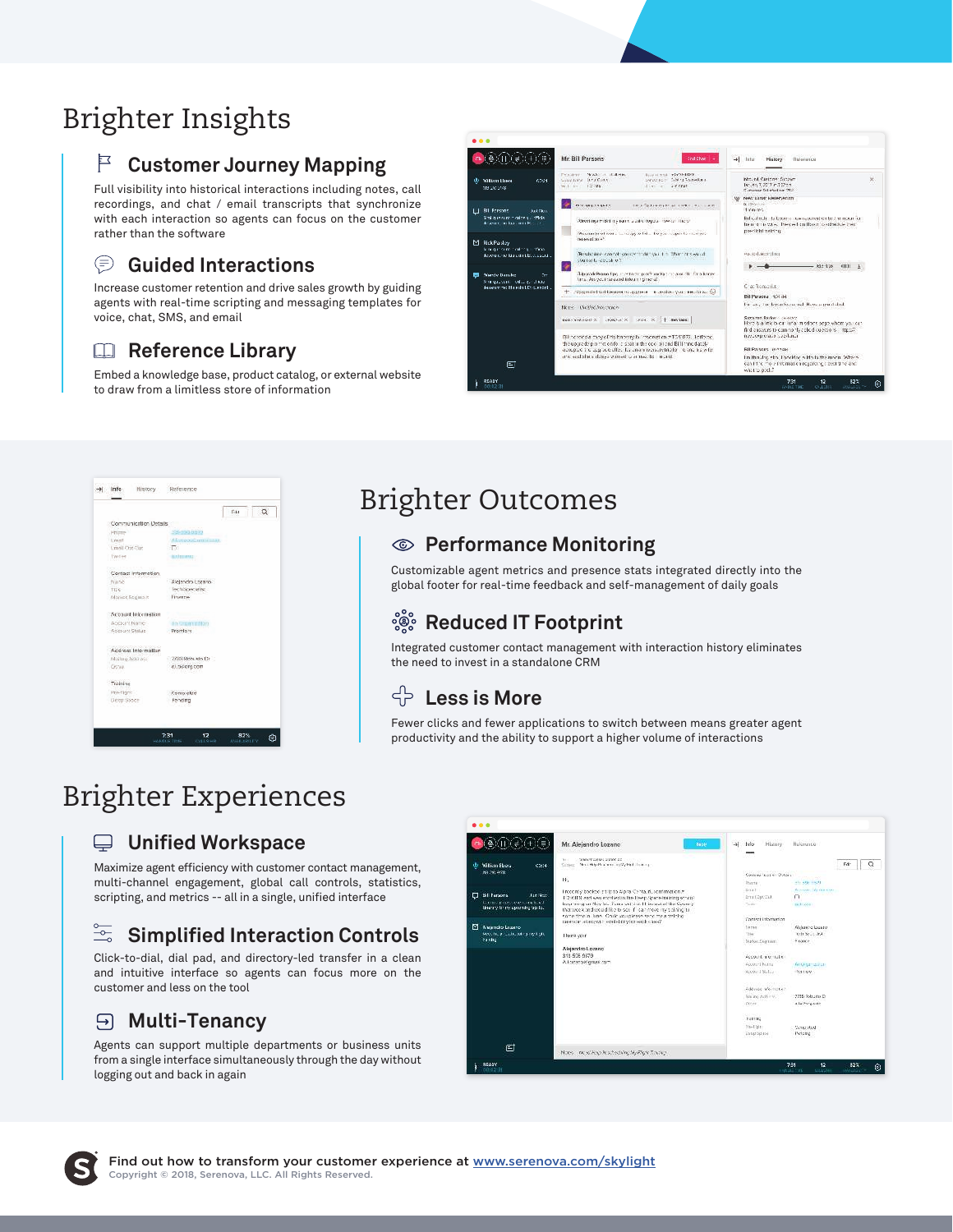# Brighter Insights

## Customer Journey Mapping

Full visibility into historical interactions including notes, call recordings, and chat / email transcripts that synchronize with each interaction so agents can focus on the customer rather than the software

## Guided Interactions

Increase customer retention and drive sales growth by guiding agents with real-time scripting and messaging templates for voice, chat, SMS, and email

## Reference Library

Embed a knowledge base, product catalog, or external website to draw from a limitless store of information

# Brighter Outcomes

## Performance Monitoring

Customizable agent metrics and presence stats integrated directly into the global footer for real-time feedback and self-management of daily goals

## Reduced IT Footprint

Integrated customer contact management with interaction history eliminates the need to invest in a standalone CRM

## Less is More

Fewer clicks and fewer applications to switch between means greater agent productivity and the ability to support a higher volume of interactions

# Brighter Experiences

## Unified Workspace

Maximize agent efficiency with customer contact management, multi-channel engagement, global call controls, statistics, scripting, and metrics -- all in a single, unified interface

## Simplified Interaction Controls

Click-to-dial, dial pad, and directory-led transfer in a clean and intuitive interface so agents can focus more on the customer and less on the tool

## Multi-Tenancy

Agents can support multiple departments or business units from a single interface simultaneously through the day without logging out and back in again

**Find out how to transform your customer experience at [www.serenova.com/skylight](www.serenova.com/skylight)**

Copyright © 2018, Serenova, LLC. All Rights Reserved.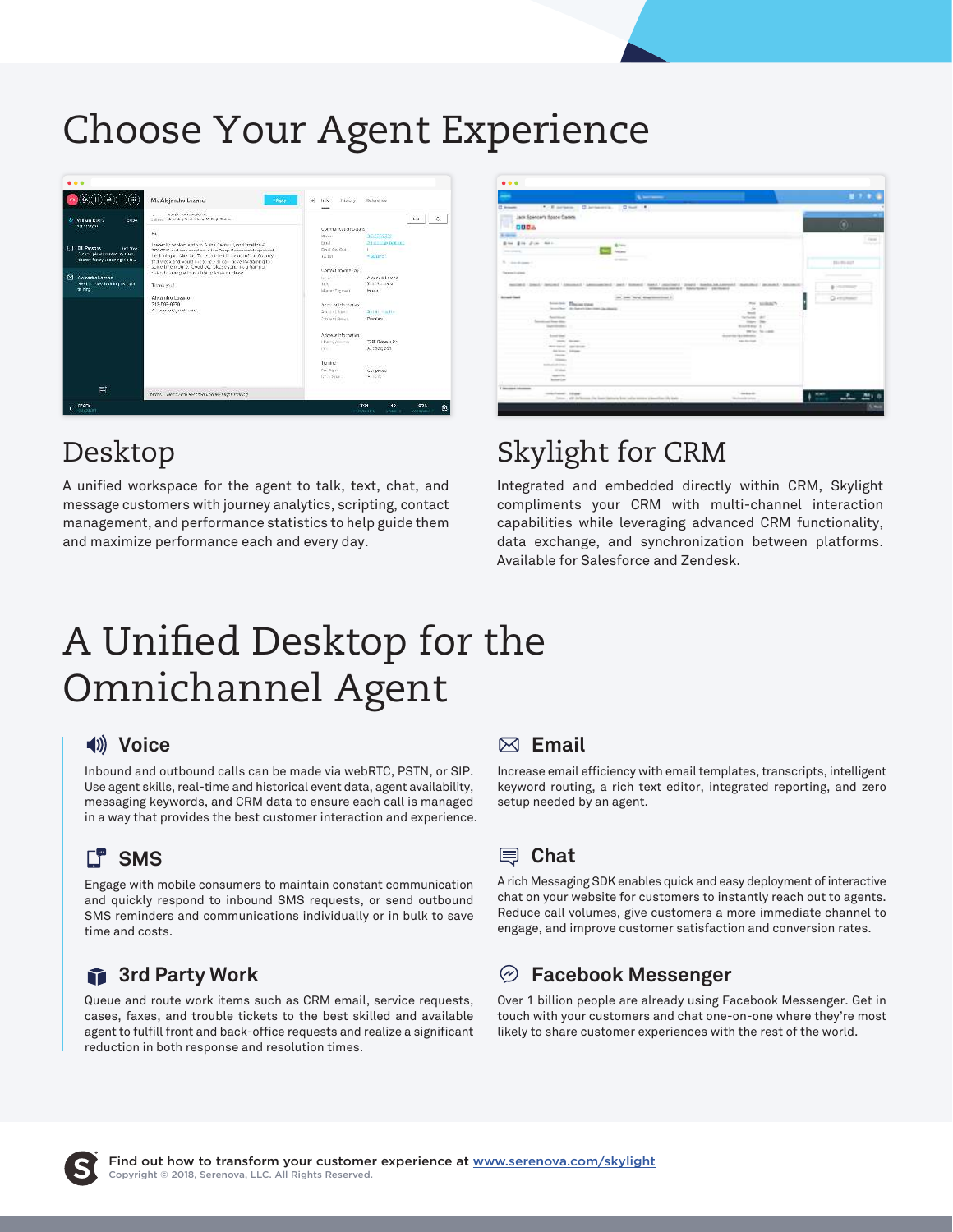# Choose Your Agent Experience

## Desktop

A unified workspace for the agent to talk, text, chat, and message customers with journey analytics, scripting, contact management, and performance statistics to help guide them and maximize performance each and every day.

## Skylight for CRM

Integrated and embedded directly within CRM, Skylight compliments your CRM with multi-channel interaction capabilities while leveraging advanced CRM functionality, data exchange, and synchronization between platforms. Available for Salesforce and Zendesk.

# A Unified Desktop for the Omnichannel Agent

### Voice

Inbound and outbound calls can be made via webRTC, PSTN, or SIP. Use agent skills, real-time and historical event data, agent availability, messaging keywords, and CRM data to ensure each call is managed in a way that provides the best customer interaction and experience.

### SMS

Engage with mobile consumers to maintain constant communication and quickly respond to inbound SMS requests, or send outbound SMS reminders and communications individually or in bulk to save time and costs.

### 3rd Party Work

Queue and route work items such as CRM email, service requests, cases, faxes, and trouble tickets to the best skilled and available agent to fulfill front and back-office requests and realize a significant reduction in both response and resolution times.

### Email

Increase email efficiency with email templates, transcripts, intelligent keyword routing, a rich text editor, integrated reporting, and zero setup needed by an agent.

### Chat

A rich Messaging SDK enables quick and easy deployment of interactive chat on your website for customers to instantly reach out to agents. Reduce call volumes, give customers a more immediate channel to engage, and improve customer satisfaction and conversion rates.

### Facebook Messenger

Over 1 billion people are already using Facebook Messenger. Get in touch with your customers and chat one-on-one where they're most likely to share customer experiences with the rest of the world.

**Find out how to transform your customer experience at [www.serenova.com/skylight](www.serenova.com/skylight)**

Copyright © 2018, Serenova, LLC. All Rights Reserved.